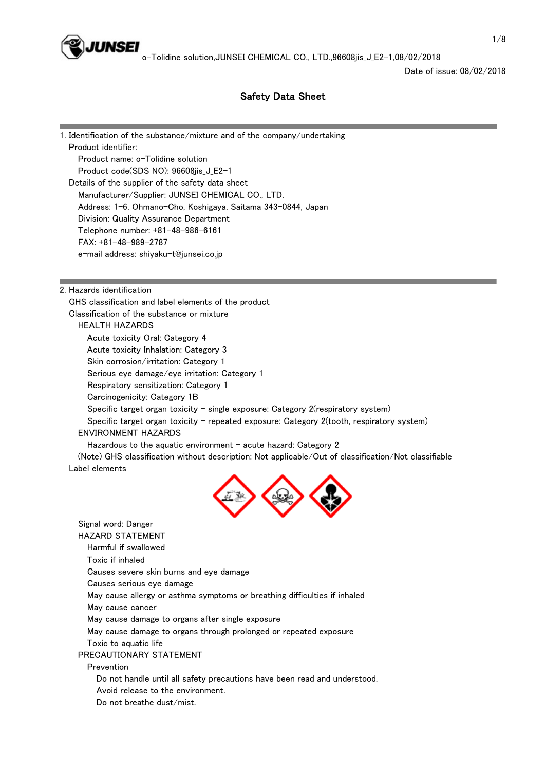# Safety Data Sheet

Date of issue: 08/02/2018

## 1. Identification of the substance/mixture and of the company/undertaking

Product identifier:

- Product name: o-Tolidine solution
- Product code(SDS NO): 96608jis_J_E2-1

Details of the supplier of the safety data sheet

- Manufacturer/Supplier: JUNSEI CHEMICAL CO., LTD.
- Address: 1-6, Ohmano-Cho, Koshigaya, Saitama 343-0844, Japan
- Division: Quality Assurance Department
- Telephone number: +81-48-986-6161
- FAX: +81-48-989-2787
- e-mail address: shiyaku-t@junsei.co.jp

## 2. Hazards identification

GHS classification and label elements of the product

Classification of the substance or mixture

HEALTH HAZARDS

- Acute toxicity Oral: Category 4
- Acute toxicity Inhalation: Category 3
- Skin corrosion/irritation: Category 1
- Serious eye damage/eye irritation: Category 1
- Respiratory sensitization: Category 1
- Carcinogenicity: Category 1B
- Specific target organ toxicity - single exposure: Category 2(respiratory system)
- Specific target organ toxicity - repeated exposure: Category 2(tooth, respiratory system)

ENVIRONMENT HAZARDS

- Hazardous to the aquatic environment - acute hazard: Category 2

(Note) GHS classification without description: Not applicable/Out of classification/Not classifiable

Label elements

Signal word: Danger

HAZARD STATEMENT

- Harmful if swallowed
- Toxic if inhaled
- Causes severe skin burns and eye damage
- Causes serious eye damage
- May cause allergy or asthma symptoms or breathing difficulties if inhaled
- May cause cancer
- May cause damage to organs after single exposure
- May cause damage to organs through prolonged or repeated exposure
- Toxic to aquatic life

PRECAUTIONARY STATEMENT

Prevention

- Do not handle until all safety precautions have been read and understood.
- Avoid release to the environment.
- Do not breathe dust/mist.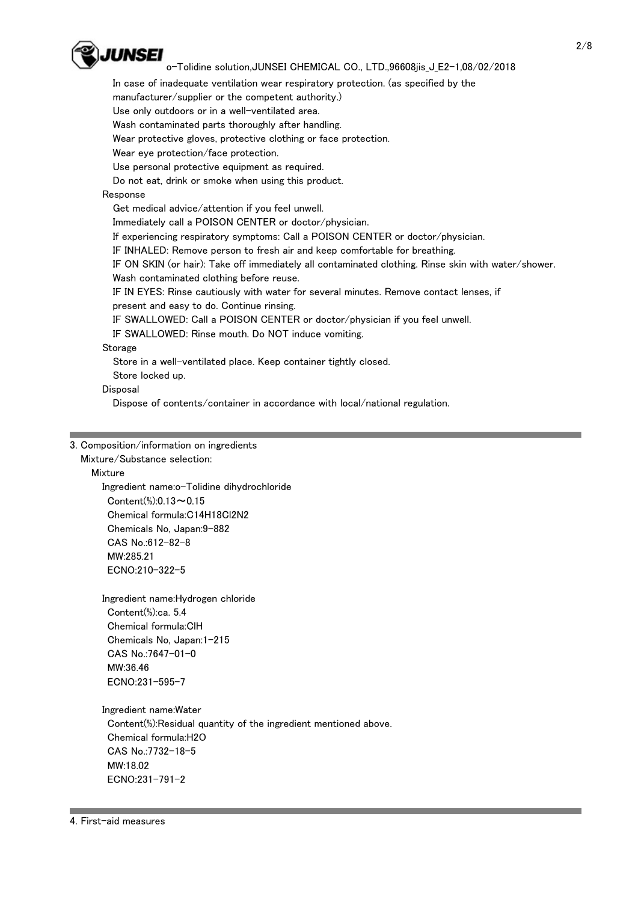In case of inadequate ventilation wear respiratory protection. (as specified by the manufacturer/supplier or the competent authority.)
Use only outdoors or in a well-ventilated area.
Wash contaminated parts thoroughly after handling.
Wear protective gloves, protective clothing or face protection.
Wear eye protection/face protection.
Use personal protective equipment as required.
Do not eat, drink or smoke when using this product.

Response

Get medical advice/attention if you feel unwell.
Immediately call a POISON CENTER or doctor/physician.
If experiencing respiratory symptoms: Call a POISON CENTER or doctor/physician.
IF INHALED: Remove person to fresh air and keep comfortable for breathing.
IF ON SKIN (or hair): Take off immediately all contaminated clothing. Rinse skin with water/shower.
Wash contaminated clothing before reuse.
IF IN EYES: Rinse cautiously with water for several minutes. Remove contact lenses, if present and easy to do. Continue rinsing.
IF SWALLOWED: Call a POISON CENTER or doctor/physician if you feel unwell.
IF SWALLOWED: Rinse mouth. Do NOT induce vomiting.

Storage

Store in a well-ventilated place. Keep container tightly closed.
Store locked up.

Disposal

Dispose of contents/container in accordance with local/national regulation.

## 3. Composition/information on ingredients

Mixture/Substance selection:

Mixture

Ingredient name:o-Tolidine dihydrochloride
Content(%):0.13～0.15
Chemical formula:$C_{14}H_{18}Cl_2N_2$
Chemicals No, Japan:9-882
CAS No.:612-82-8
MW:285.21
ECNO:210-322-5

Ingredient name:Hydrogen chloride
Content(%):ca. 5.4
Chemical formula:ClH
Chemicals No, Japan:1-215
CAS No.:7647-01-0
MW:36.46
ECNO:231-595-7

Ingredient name:Water
Content(%):Residual quantity of the ingredient mentioned above.
Chemical formula:$H_2O$
CAS No.:7732-18-5
MW:18.02
ECNO:231-791-2

## 4. First-aid measures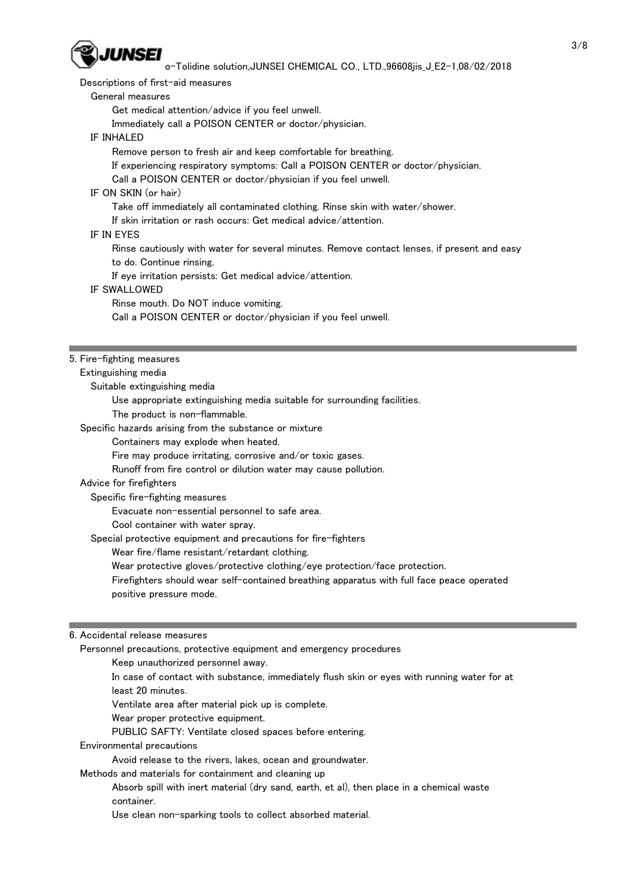Descriptions of first-aid measures

General measures

Get medical attention/advice if you feel unwell.
Immediately call a POISON CENTER or doctor/physician.

IF INHALED

Remove person to fresh air and keep comfortable for breathing.
If experiencing respiratory symptoms: Call a POISON CENTER or doctor/physician.
Call a POISON CENTER or doctor/physician if you feel unwell.

IF ON SKIN (or hair)

Take off immediately all contaminated clothing. Rinse skin with water/shower.
If skin irritation or rash occurs: Get medical advice/attention.

IF IN EYES

Rinse cautiously with water for several minutes. Remove contact lenses, if present and easy to do. Continue rinsing.
If eye irritation persists: Get medical advice/attention.

IF SWALLOWED

Rinse mouth. Do NOT induce vomiting.
Call a POISON CENTER or doctor/physician if you feel unwell.

## 5. Fire-fighting measures

Extinguishing media

Suitable extinguishing media

Use appropriate extinguishing media suitable for surrounding facilities.
The product is non-flammable.

Specific hazards arising from the substance or mixture

Containers may explode when heated.
Fire may produce irritating, corrosive and/or toxic gases.
Runoff from fire control or dilution water may cause pollution.

Advice for firefighters

Specific fire-fighting measures

Evacuate non-essential personnel to safe area.
Cool container with water spray.

Special protective equipment and precautions for fire-fighters

Wear fire/flame resistant/retardant clothing.
Wear protective gloves/protective clothing/eye protection/face protection.
Firefighters should wear self-contained breathing apparatus with full face peace operated positive pressure mode.

## 6. Accidental release measures

Personnel precautions, protective equipment and emergency procedures

Keep unauthorized personnel away.
In case of contact with substance, immediately flush skin or eyes with running water for at least 20 minutes.
Ventilate area after material pick up is complete.
Wear proper protective equipment.
PUBLIC SAFTY: Ventilate closed spaces before entering.

Environmental precautions

Avoid release to the rivers, lakes, ocean and groundwater.

Methods and materials for containment and cleaning up

Absorb spill with inert material (dry sand, earth, et al), then place in a chemical waste container.
Use clean non-sparking tools to collect absorbed material.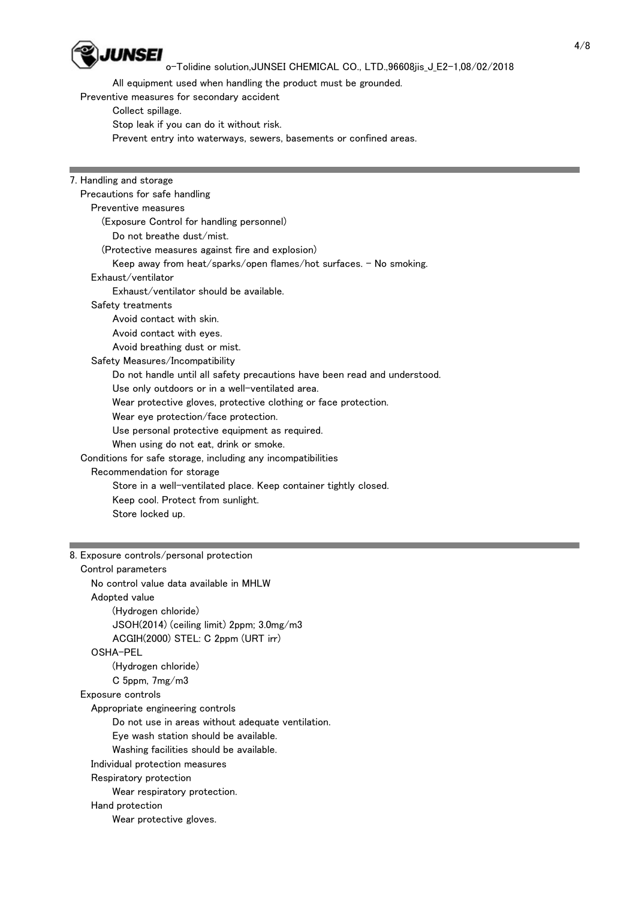All equipment used when handling the product must be grounded.

Preventive measures for secondary accident

Collect spillage.

Stop leak if you can do it without risk.

Prevent entry into waterways, sewers, basements or confined areas.

## 7. Handling and storage

Precautions for safe handling

Preventive measures

(Exposure Control for handling personnel)

Do not breathe dust/mist.

(Protective measures against fire and explosion)

Keep away from heat/sparks/open flames/hot surfaces. - No smoking.

Exhaust/ventilator

Exhaust/ventilator should be available.

Safety treatments

Avoid contact with skin.

Avoid contact with eyes.

Avoid breathing dust or mist.

Safety Measures/Incompatibility

Do not handle until all safety precautions have been read and understood.

Use only outdoors or in a well-ventilated area.

Wear protective gloves, protective clothing or face protection.

Wear eye protection/face protection.

Use personal protective equipment as required.

When using do not eat, drink or smoke.

Conditions for safe storage, including any incompatibilities

Recommendation for storage

Store in a well-ventilated place. Keep container tightly closed.

Keep cool. Protect from sunlight.

Store locked up.

## 8. Exposure controls/personal protection

Control parameters

No control value data available in MHLW

Adopted value

(Hydrogen chloride)

JSOH(2014) (ceiling limit) 2ppm; 3.0mg/m3

ACGIH(2000) STEL: C 2ppm (URT irr)

OSHA-PEL

(Hydrogen chloride)

C 5ppm, 7mg/m3

Exposure controls

Appropriate engineering controls

Do not use in areas without adequate ventilation.

Eye wash station should be available.

Washing facilities should be available.

Individual protection measures

Respiratory protection

Wear respiratory protection.

Hand protection

Wear protective gloves.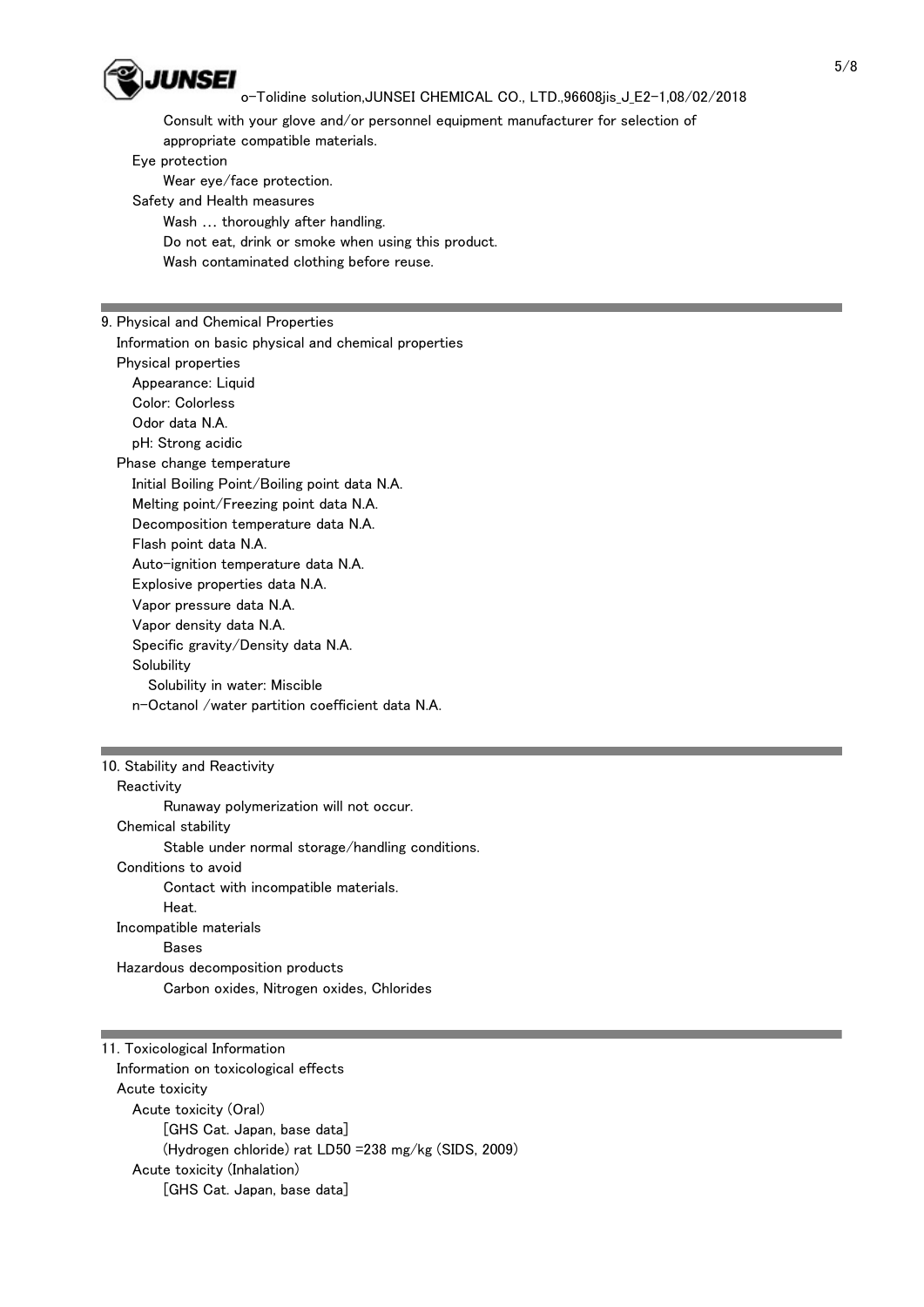Consult with your glove and/or personnel equipment manufacturer for selection of appropriate compatible materials.

Eye protection

Wear eye/face protection.

Safety and Health measures

Wash … thoroughly after handling.
Do not eat, drink or smoke when using this product.
Wash contaminated clothing before reuse.

## 9. Physical and Chemical Properties

Information on basic physical and chemical properties

Physical properties

- Appearance: Liquid
- Color: Colorless
- Odor data N.A.
- pH: Strong acidic

Phase change temperature

- Initial Boiling Point/Boiling point data N.A.
- Melting point/Freezing point data N.A.
- Decomposition temperature data N.A.
- Flash point data N.A.
- Auto-ignition temperature data N.A.
- Explosive properties data N.A.
- Vapor pressure data N.A.
- Vapor density data N.A.
- Specific gravity/Density data N.A.
- Solubility
  - Solubility in water: Miscible
- n-Octanol /water partition coefficient data N.A.

## 10. Stability and Reactivity

Reactivity

Runaway polymerization will not occur.

Chemical stability

Stable under normal storage/handling conditions.

Conditions to avoid

Contact with incompatible materials.
Heat.

Incompatible materials

Bases

Hazardous decomposition products

Carbon oxides, Nitrogen oxides, Chlorides

## 11. Toxicological Information

Information on toxicological effects

Acute toxicity

Acute toxicity (Oral)

[GHS Cat. Japan, base data]
(Hydrogen chloride) rat LD50 =238 mg/kg (SIDS, 2009)

Acute toxicity (Inhalation)

[GHS Cat. Japan, base data]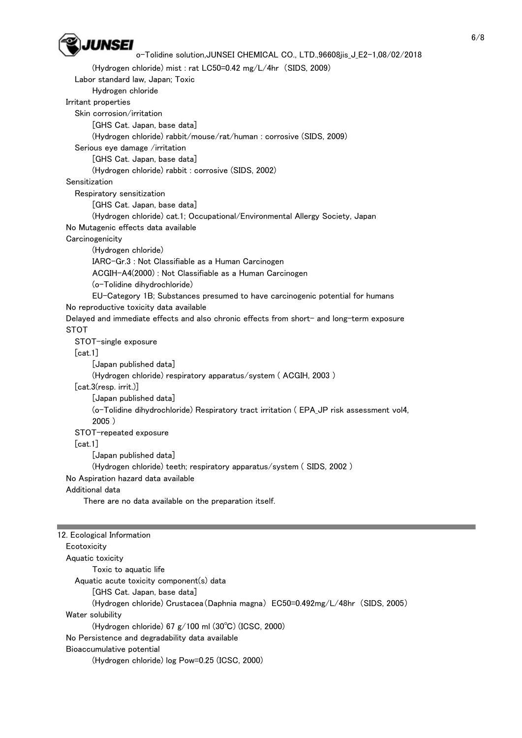(Hydrogen chloride) mist : rat LC50=0.42 mg/L/4hr (SIDS, 2009)

Labor standard law, Japan; Toxic

Hydrogen chloride

Irritant properties

Skin corrosion/irritation

[GHS Cat. Japan, base data]

(Hydrogen chloride) rabbit/mouse/rat/human : corrosive (SIDS, 2009)

Serious eye damage /irritation

[GHS Cat. Japan, base data]

(Hydrogen chloride) rabbit : corrosive (SIDS, 2002)

Sensitization

Respiratory sensitization

[GHS Cat. Japan, base data]

(Hydrogen chloride) cat.1; Occupational/Environmental Allergy Society, Japan

No Mutagenic effects data available

Carcinogenicity

(Hydrogen chloride)

IARC-Gr.3 : Not Classifiable as a Human Carcinogen

ACGIH-A4(2000) : Not Classifiable as a Human Carcinogen

(o-Tolidine dihydrochloride)

EU-Category 1B; Substances presumed to have carcinogenic potential for humans

No reproductive toxicity data available

Delayed and immediate effects and also chronic effects from short- and long-term exposure

STOT

STOT-single exposure

[cat.1]

[Japan published data]

(Hydrogen chloride) respiratory apparatus/system ( ACGIH, 2003 )

[cat.3(resp. irrit.)]

[Japan published data]

(o-Tolidine dihydrochloride) Respiratory tract irritation ( EPA_JP risk assessment vol4, 2005 )

STOT-repeated exposure

[cat.1]

[Japan published data]

(Hydrogen chloride) teeth; respiratory apparatus/system ( SIDS, 2002 )

No Aspiration hazard data available

Additional data

There are no data available on the preparation itself.

## 12. Ecological Information

Ecotoxicity

Aquatic toxicity

Toxic to aquatic life

Aquatic acute toxicity component(s) data

[GHS Cat. Japan, base data]

(Hydrogen chloride) Crustacea (Daphnia magna) EC50=0.492mg/L/48hr (SIDS, 2005)

Water solubility

(Hydrogen chloride) 67 g/100 ml (30℃) (ICSC, 2000)

No Persistence and degradability data available

Bioaccumulative potential

(Hydrogen chloride) log Pow=0.25 (ICSC, 2000)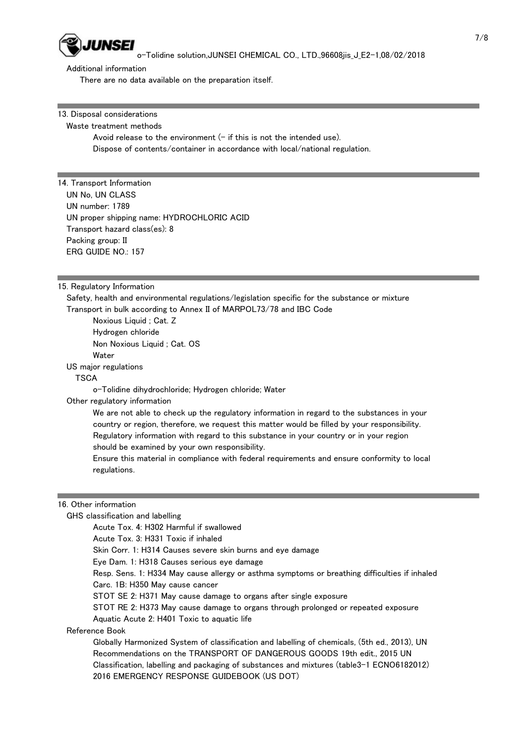Additional information

There are no data available on the preparation itself.

## 13. Disposal considerations

Waste treatment methods

Avoid release to the environment (- if this is not the intended use).
Dispose of contents/container in accordance with local/national regulation.

## 14. Transport Information

UN No, UN CLASS
UN number: 1789
UN proper shipping name: HYDROCHLORIC ACID
Transport hazard class(es): 8
Packing group: II
ERG GUIDE NO.: 157

## 15. Regulatory Information

Safety, health and environmental regulations/legislation specific for the substance or mixture

Transport in bulk according to Annex II of MARPOL73/78 and IBC Code

Noxious Liquid ; Cat. Z
Hydrogen chloride
Non Noxious Liquid ; Cat. OS
Water

US major regulations

TSCA

o-Tolidine dihydrochloride; Hydrogen chloride; Water

Other regulatory information

We are not able to check up the regulatory information in regard to the substances in your country or region, therefore, we request this matter would be filled by your responsibility.
Regulatory information with regard to this substance in your country or in your region should be examined by your own responsibility.
Ensure this material in compliance with federal requirements and ensure conformity to local regulations.

## 16. Other information

GHS classification and labelling

Acute Tox. 4: H302 Harmful if swallowed
Acute Tox. 3: H331 Toxic if inhaled
Skin Corr. 1: H314 Causes severe skin burns and eye damage
Eye Dam. 1: H318 Causes serious eye damage
Resp. Sens. 1: H334 May cause allergy or asthma symptoms or breathing difficulties if inhaled
Carc. 1B: H350 May cause cancer
STOT SE 2: H371 May cause damage to organs after single exposure
STOT RE 2: H373 May cause damage to organs through prolonged or repeated exposure
Aquatic Acute 2: H401 Toxic to aquatic life

Reference Book

Globally Harmonized System of classification and labelling of chemicals, (5th ed., 2013), UN Recommendations on the TRANSPORT OF DANGEROUS GOODS 19th edit., 2015 UN Classification, labelling and packaging of substances and mixtures (table3-1 ECNO6182012)
2016 EMERGENCY RESPONSE GUIDEBOOK (US DOT)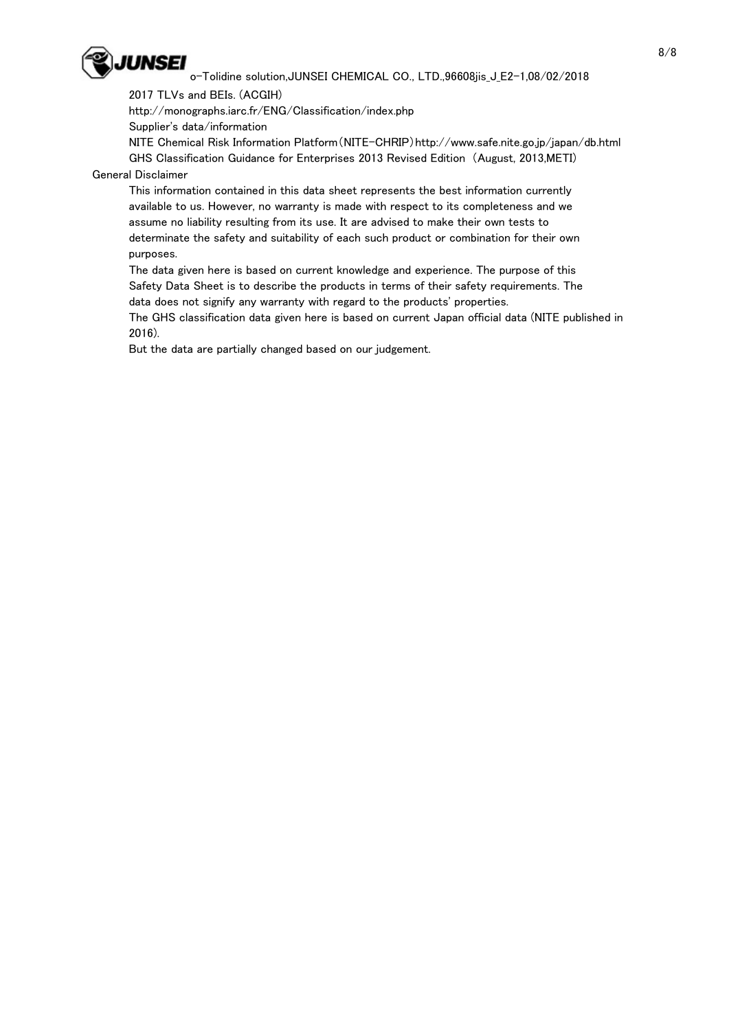2017 TLVs and BEIs. (ACGIH)

http://monographs.iarc.fr/ENG/Classification/index.php

Supplier's data/information

NITE Chemical Risk Information Platform(NITE-CHRIP)http://www.safe.nite.go.jp/japan/db.html

GHS Classification Guidance for Enterprises 2013 Revised Edition (August, 2013,METI)

General Disclaimer

This information contained in this data sheet represents the best information currently available to us. However, no warranty is made with respect to its completeness and we assume no liability resulting from its use. It are advised to make their own tests to determinate the safety and suitability of each such product or combination for their own purposes.

The data given here is based on current knowledge and experience. The purpose of this Safety Data Sheet is to describe the products in terms of their safety requirements. The data does not signify any warranty with regard to the products' properties.

The GHS classification data given here is based on current Japan official data (NITE published in 2016).

But the data are partially changed based on our judgement.